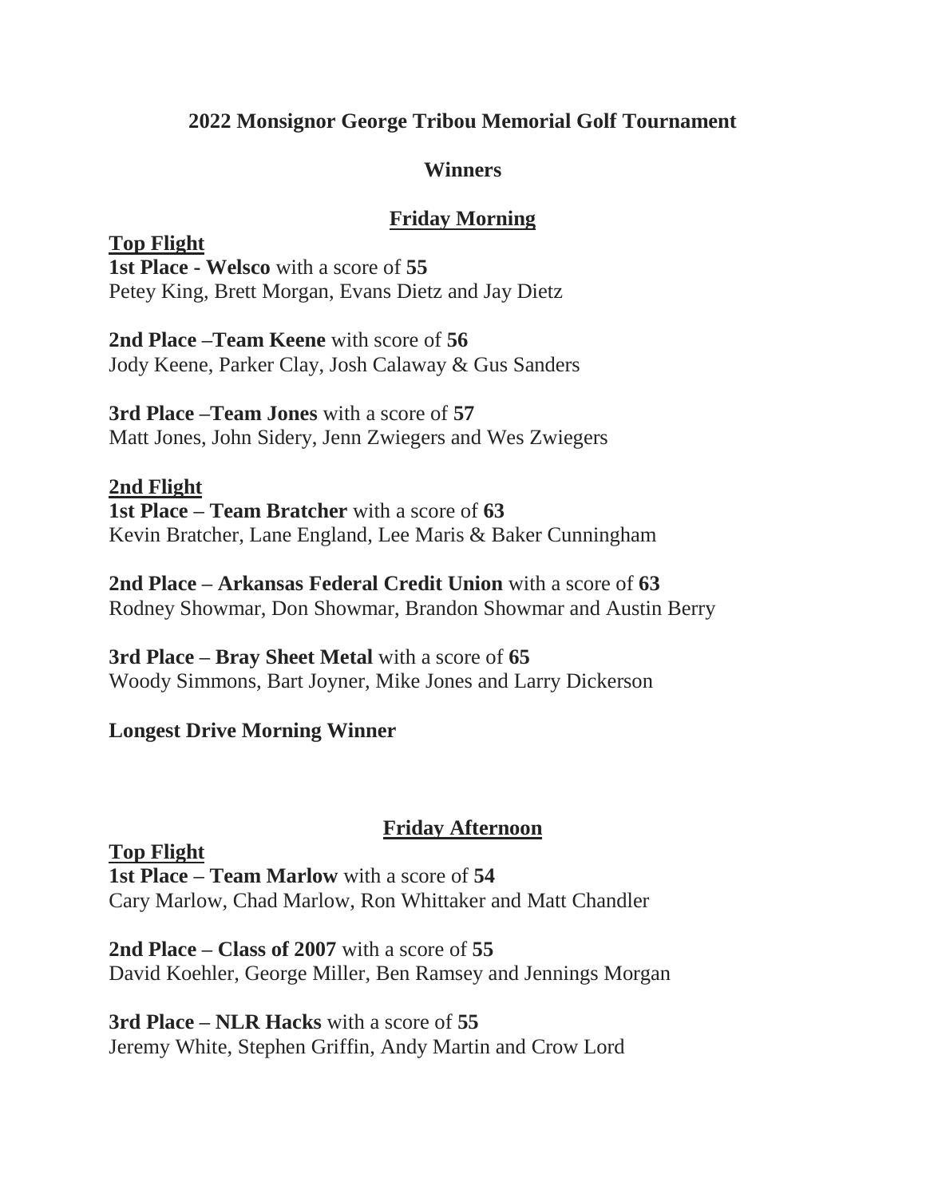# 2022 Monsignor George Tribou Memorial Golf Tournament

## Winners

## Friday Morning

### Top Flight

**1st Place - Welsco** with a score of **55**
Petey King, Brett Morgan, Evans Dietz and Jay Dietz

**2nd Place –Team Keene** with score of **56**
Jody Keene, Parker Clay, Josh Calaway & Gus Sanders

**3rd Place –Team Jones** with a score of **57**
Matt Jones, John Sidery, Jenn Zwiegers and Wes Zwiegers

### 2nd Flight

**1st Place – Team Bratcher** with a score of **63**
Kevin Bratcher, Lane England, Lee Maris & Baker Cunningham

**2nd Place – Arkansas Federal Credit Union** with a score of **63**
Rodney Showmar, Don Showmar, Brandon Showmar and Austin Berry

**3rd Place – Bray Sheet Metal** with a score of **65**
Woody Simmons, Bart Joyner, Mike Jones and Larry Dickerson

**Longest Drive Morning Winner**

## Friday Afternoon

### Top Flight

**1st Place – Team Marlow** with a score of **54**
Cary Marlow, Chad Marlow, Ron Whittaker and Matt Chandler

**2nd Place – Class of 2007** with a score of **55**
David Koehler, George Miller, Ben Ramsey and Jennings Morgan

**3rd Place – NLR Hacks** with a score of **55**
Jeremy White, Stephen Griffin, Andy Martin and Crow Lord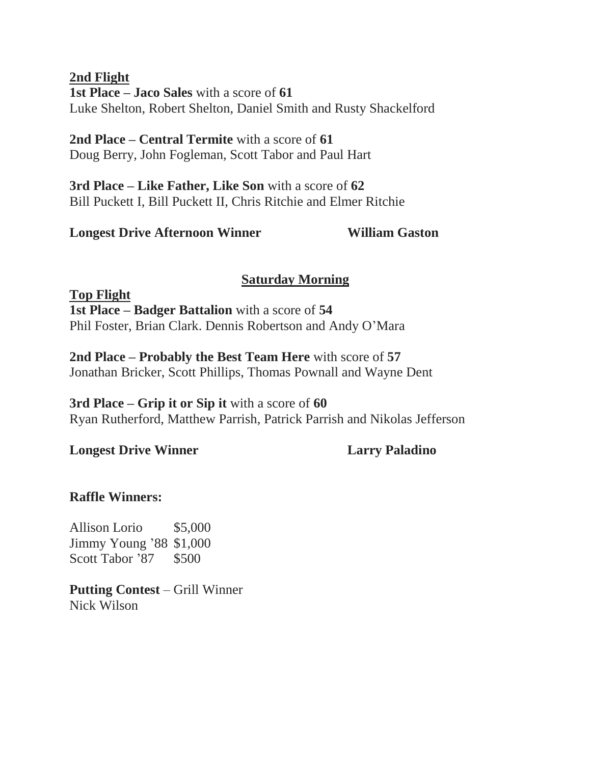**2nd Flight**

**1st Place – Jaco Sales** with a score of **61**
Luke Shelton, Robert Shelton, Daniel Smith and Rusty Shackelford

**2nd Place – Central Termite** with a score of **61**
Doug Berry, John Fogleman, Scott Tabor and Paul Hart

**3rd Place – Like Father, Like Son** with a score of **62**
Bill Puckett I, Bill Puckett II, Chris Ritchie and Elmer Ritchie

**Longest Drive Afternoon Winner** **William Gaston**

## Saturday Morning

**Top Flight**

**1st Place – Badger Battalion** with a score of **54**
Phil Foster, Brian Clark. Dennis Robertson and Andy O'Mara

**2nd Place – Probably the Best Team Here** with score of **57**
Jonathan Bricker, Scott Phillips, Thomas Pownall and Wayne Dent

**3rd Place – Grip it or Sip it** with a score of **60**
Ryan Rutherford, Matthew Parrish, Patrick Parrish and Nikolas Jefferson

**Longest Drive Winner** **Larry Paladino**

**Raffle Winners:**

| | |
|---|---|
| Allison Lorio | $5,000 |
| Jimmy Young '88 | $1,000 |
| Scott Tabor '87 | $500 |

**Putting Contest** – Grill Winner
Nick Wilson